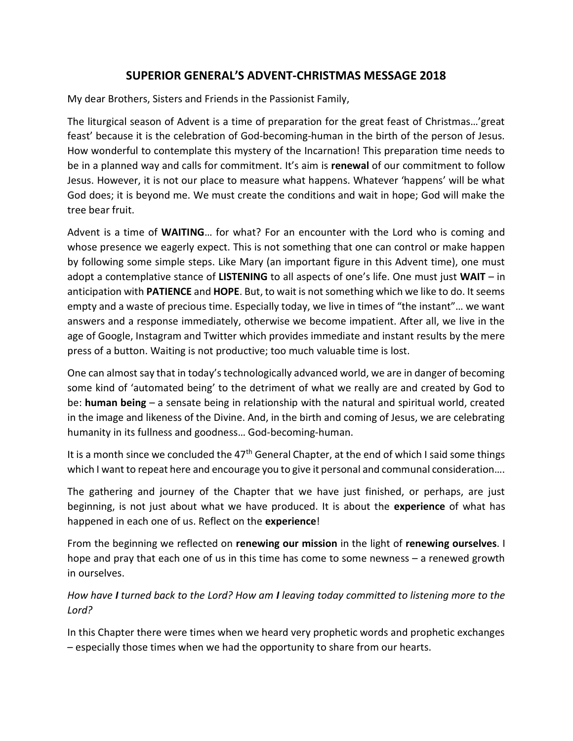# SUPERIOR GENERAL'S ADVENT-CHRISTMAS MESSAGE 2018

My dear Brothers, Sisters and Friends in the Passionist Family,

The liturgical season of Advent is a time of preparation for the great feast of Christmas…'great feast' because it is the celebration of God-becoming-human in the birth of the person of Jesus. How wonderful to contemplate this mystery of the Incarnation! This preparation time needs to be in a planned way and calls for commitment. It's aim is **renewal** of our commitment to follow Jesus. However, it is not our place to measure what happens. Whatever 'happens' will be what God does; it is beyond me. We must create the conditions and wait in hope; God will make the tree bear fruit.

Advent is a time of **WAITING**… for what? For an encounter with the Lord who is coming and whose presence we eagerly expect. This is not something that one can control or make happen by following some simple steps. Like Mary (an important figure in this Advent time), one must adopt a contemplative stance of **LISTENING** to all aspects of one's life. One must just **WAIT** – in anticipation with **PATIENCE** and **HOPE**. But, to wait is not something which we like to do. It seems empty and a waste of precious time. Especially today, we live in times of "the instant"… we want answers and a response immediately, otherwise we become impatient. After all, we live in the age of Google, Instagram and Twitter which provides immediate and instant results by the mere press of a button. Waiting is not productive; too much valuable time is lost.

One can almost say that in today's technologically advanced world, we are in danger of becoming some kind of 'automated being' to the detriment of what we really are and created by God to be: **human being** – a sensate being in relationship with the natural and spiritual world, created in the image and likeness of the Divine. And, in the birth and coming of Jesus, we are celebrating humanity in its fullness and goodness… God-becoming-human.

It is a month since we concluded the 47th General Chapter, at the end of which I said some things which I want to repeat here and encourage you to give it personal and communal consideration….

The gathering and journey of the Chapter that we have just finished, or perhaps, are just beginning, is not just about what we have produced. It is about the **experience** of what has happened in each one of us. Reflect on the **experience**!

From the beginning we reflected on **renewing our mission** in the light of **renewing ourselves**. I hope and pray that each one of us in this time has come to some newness – a renewed growth in ourselves.

*How have **I** turned back to the Lord? How am **I** leaving today committed to listening more to the Lord?*

In this Chapter there were times when we heard very prophetic words and prophetic exchanges – especially those times when we had the opportunity to share from our hearts.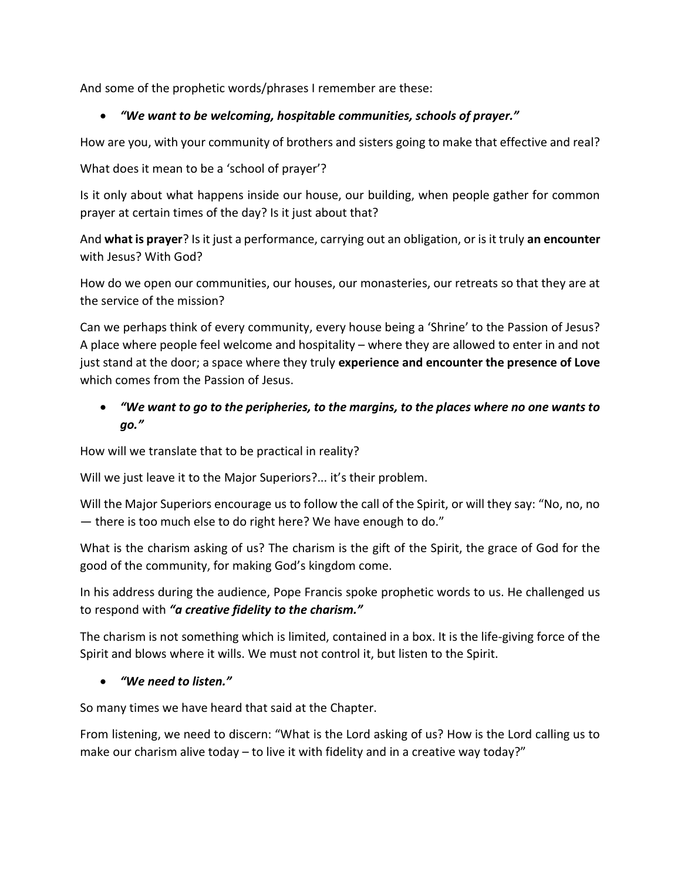And some of the prophetic words/phrases I remember are these:

- ***"We want to be welcoming, hospitable communities, schools of prayer."***

How are you, with your community of brothers and sisters going to make that effective and real?

What does it mean to be a 'school of prayer'?

Is it only about what happens inside our house, our building, when people gather for common prayer at certain times of the day? Is it just about that?

And **what is prayer**? Is it just a performance, carrying out an obligation, or is it truly **an encounter** with Jesus? With God?

How do we open our communities, our houses, our monasteries, our retreats so that they are at the service of the mission?

Can we perhaps think of every community, every house being a 'Shrine' to the Passion of Jesus? A place where people feel welcome and hospitality – where they are allowed to enter in and not just stand at the door; a space where they truly **experience and encounter the presence of Love** which comes from the Passion of Jesus.

- ***"We want to go to the peripheries, to the margins, to the places where no one wants to go."***

How will we translate that to be practical in reality?

Will we just leave it to the Major Superiors?... it's their problem.

Will the Major Superiors encourage us to follow the call of the Spirit, or will they say: "No, no, no — there is too much else to do right here? We have enough to do."

What is the charism asking of us? The charism is the gift of the Spirit, the grace of God for the good of the community, for making God's kingdom come.

In his address during the audience, Pope Francis spoke prophetic words to us. He challenged us to respond with ***"a creative fidelity to the charism."***

The charism is not something which is limited, contained in a box. It is the life-giving force of the Spirit and blows where it wills. We must not control it, but listen to the Spirit.

- ***"We need to listen."***

So many times we have heard that said at the Chapter.

From listening, we need to discern: "What is the Lord asking of us? How is the Lord calling us to make our charism alive today – to live it with fidelity and in a creative way today?"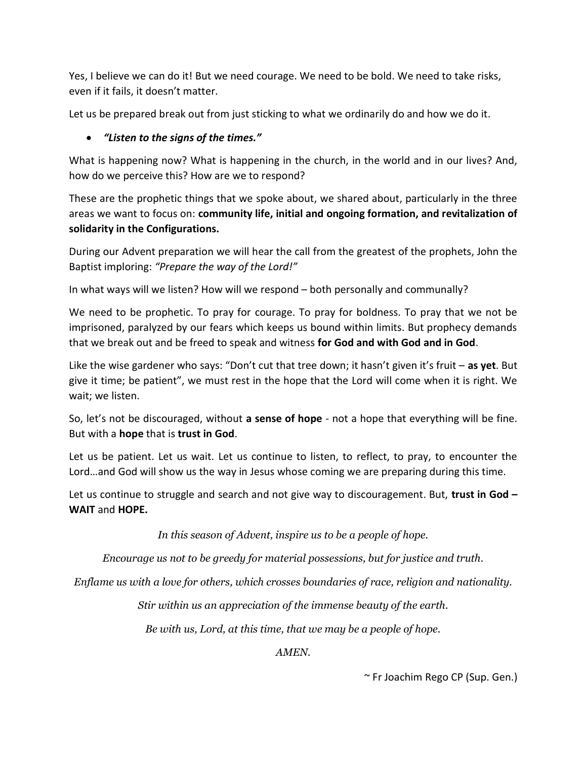Yes, I believe we can do it! But we need courage. We need to be bold. We need to take risks, even if it fails, it doesn't matter.

Let us be prepared break out from just sticking to what we ordinarily do and how we do it.

- ***"Listen to the signs of the times."***

What is happening now? What is happening in the church, in the world and in our lives? And, how do we perceive this? How are we to respond?

These are the prophetic things that we spoke about, we shared about, particularly in the three areas we want to focus on: **community life, initial and ongoing formation, and revitalization of solidarity in the Configurations.**

During our Advent preparation we will hear the call from the greatest of the prophets, John the Baptist imploring: *"Prepare the way of the Lord!"*

In what ways will we listen? How will we respond – both personally and communally?

We need to be prophetic. To pray for courage. To pray for boldness. To pray that we not be imprisoned, paralyzed by our fears which keeps us bound within limits. But prophecy demands that we break out and be freed to speak and witness **for God and with God and in God**.

Like the wise gardener who says: "Don't cut that tree down; it hasn't given it's fruit – **as yet**. But give it time; be patient", we must rest in the hope that the Lord will come when it is right. We wait; we listen.

So, let's not be discouraged, without **a sense of hope** - not a hope that everything will be fine. But with a **hope** that is **trust in God**.

Let us be patient. Let us wait. Let us continue to listen, to reflect, to pray, to encounter the Lord…and God will show us the way in Jesus whose coming we are preparing during this time.

Let us continue to struggle and search and not give way to discouragement. But, **trust in God – WAIT** and **HOPE.**

*In this season of Advent, inspire us to be a people of hope.*

*Encourage us not to be greedy for material possessions, but for justice and truth.*

*Enflame us with a love for others, which crosses boundaries of race, religion and nationality.*

*Stir within us an appreciation of the immense beauty of the earth.*

*Be with us, Lord, at this time, that we may be a people of hope.*

*AMEN.*

~ Fr Joachim Rego CP (Sup. Gen.)